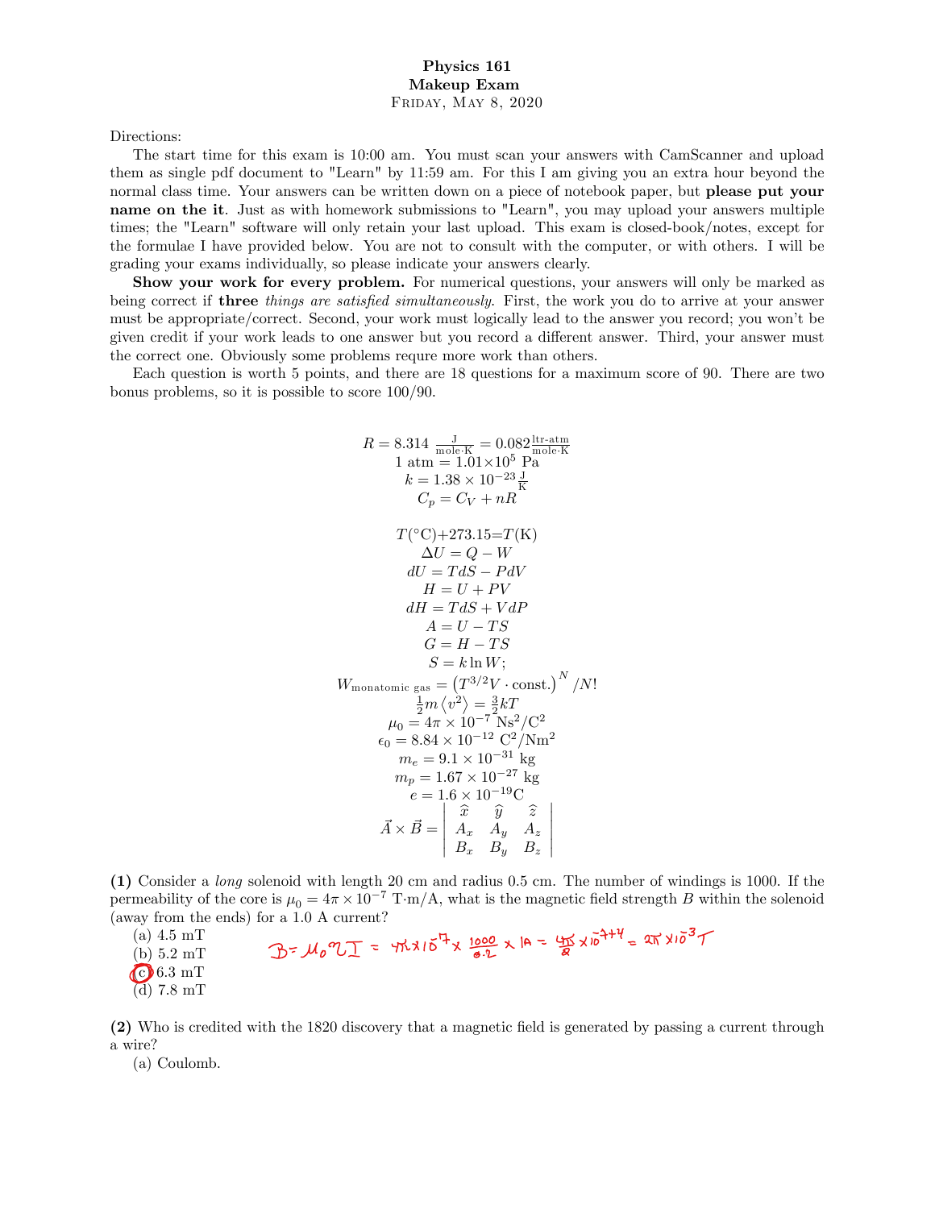**Physics 161**
**Makeup Exam**
Friday, May 8, 2020

Directions:

The start time for this exam is 10:00 am. You must scan your answers with CamScanner and upload them as single pdf document to "Learn" by 11:59 am. For this I am giving you an extra hour beyond the normal class time. Your answers can be written down on a piece of notebook paper, but **please put your name on the it**. Just as with homework submissions to "Learn", you may upload your answers multiple times; the "Learn" software will only retain your last upload. This exam is closed-book/notes, except for the formulae I have provided below. You are not to consult with the computer, or with others. I will be grading your exams individually, so please indicate your answers clearly.

**Show your work for every problem.** For numerical questions, your answers will only be marked as being correct if **three** *things are satisfied simultaneously*. First, the work you do to arrive at your answer must be appropriate/correct. Second, your work must logically lead to the answer you record; you won't be given credit if your work leads to one answer but you record a different answer. Third, your answer must the correct one. Obviously some problems requre more work than others.

Each question is worth 5 points, and there are 18 questions for a maximum score of 90. There are two bonus problems, so it is possible to score 100/90.

$$R = 8.314\ \frac{\text{J}}{\text{mole}\cdot\text{K}} = 0.082\frac{\text{ltr-atm}}{\text{mole}\cdot\text{K}}$$
$$1\text{ atm} = 1.01\times10^5\text{ Pa}$$
$$k = 1.38\times10^{-23}\frac{\text{J}}{\text{K}}$$
$$C_p = C_V + nR$$

$$T(^\circ\text{C})+273.15=T(\text{K})$$
$$\Delta U = Q - W$$
$$dU = TdS - PdV$$
$$H = U + PV$$
$$dH = TdS + VdP$$
$$A = U - TS$$
$$G = H - TS$$
$$S = k\ln W;$$
$$W_{\text{monatomic gas}} = \left(T^{3/2}V\cdot\text{const.}\right)^N/N!$$
$$\tfrac{1}{2}m\left\langle v^2\right\rangle = \tfrac{3}{2}kT$$
$$\mu_0 = 4\pi\times10^{-7}\text{ Ns}^2/\text{C}^2$$
$$\epsilon_0 = 8.84\times10^{-12}\text{ C}^2/\text{Nm}^2$$
$$m_e = 9.1\times10^{-31}\text{ kg}$$
$$m_p = 1.67\times10^{-27}\text{ kg}$$
$$e = 1.6\times10^{-19}\text{C}$$
$$\vec{A}\times\vec{B} = \begin{vmatrix} \hat{x} & \hat{y} & \hat{z} \\ A_x & A_y & A_z \\ B_x & B_y & B_z \end{vmatrix}$$

**(1)** Consider a *long* solenoid with length 20 cm and radius 0.5 cm. The number of windings is 1000. If the permeability of the core is $\mu_0 = 4\pi\times10^{-7}$ T·m/A, what is the magnetic field strength $B$ within the solenoid (away from the ends) for a 1.0 A current?

(a) 4.5 mT
(b) 5.2 mT
(c) 6.3 mT
(d) 7.8 mT

$B = \mu_0 n I = 4\pi\times10^{-7}\times\frac{1000}{0.2}\times1\text{A} = \frac{4\pi}{2}\times10^{-7+4} = 2\pi\times10^{-3}\,T$

**(2)** Who is credited with the 1820 discovery that a magnetic field is generated by passing a current through a wire?

(a) Coulomb.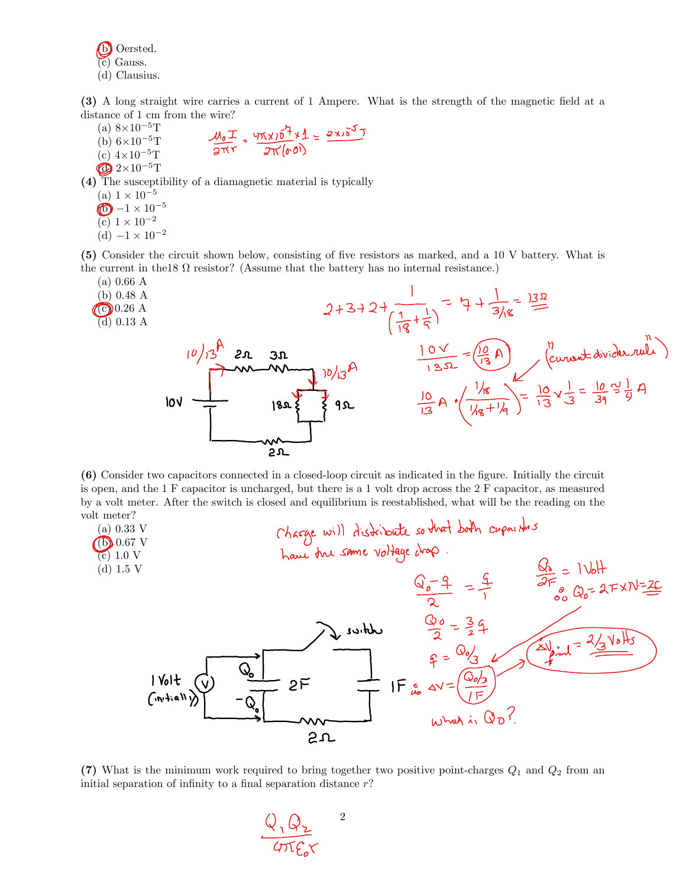(b) Oersted.
(c) Gauss.
(d) Clausius.

**(3)** A long straight wire carries a current of 1 Ampere. What is the strength of the magnetic field at a distance of 1 cm from the wire?

(a) $8\times10^{-5}$T
(b) $6\times10^{-5}$T
(c) $4\times10^{-5}$T
(d) $2\times10^{-5}$T

$$\frac{\mu_0 I}{2\pi r} = \frac{4\pi\times10^{-7}\times1}{2\pi(0.01)} = 2\times10^{-5}\,T$$

**(4)** The susceptibility of a diamagnetic material is typically

(a) $1\times10^{-5}$
(b) $-1\times10^{-5}$
(c) $1\times10^{-2}$
(d) $-1\times10^{-2}$

**(5)** Consider the circuit shown below, consisting of five resistors as marked, and a 10 V battery. What is the current in the18 Ω resistor? (Assume that the battery has no internal resistance.)

(a) 0.66 A
(b) 0.48 A
(c) 0.26 A
(d) 0.13 A

$$2+3+2+\frac{1}{\left(\frac{1}{18}+\frac{1}{9}\right)} = 7+\frac{1}{3/18} = 13\Omega$$

$$\frac{10\,V}{13\Omega} = \frac{10}{13}A$$

("current divider rule")

$$\frac{10}{13}A\cdot\left(\frac{1/18}{1/18+1/9}\right) = \frac{10}{13}\times\frac{1}{3} = \frac{10}{39} \approx \frac{1}{4}A$$

**(6)** Consider two capacitors connected in a closed-loop circuit as indicated in the figure. Initially the circuit is open, and the 1 F capacitor is uncharged, but there is a 1 volt drop across the 2 F capacitor, as measured by a volt meter. After the switch is closed and equilibrium is reestablished, what will be the reading on the volt meter?

(a) 0.33 V
(b) 0.67 V
(c) 1.0 V
(d) 1.5 V

Charge will distribute so that both capacitors have the same voltage drop.

$$\frac{Q_0-q}{2} = \frac{q}{1}$$

$$\frac{Q_0}{2} = \frac{3}{2}q$$

$$q = Q_0/3$$

$$\therefore \Delta V = \frac{Q_0/3}{1F}$$

What is $Q_0$?

$$\frac{Q_0}{2F} = 1\,\text{Volt} \quad \therefore Q_0 = 2F\times1V = 2C$$

$$\Delta V_{final} = 2/3\ \text{Volts}$$

**(7)** What is the minimum work required to bring together two positive point-charges $Q_1$ and $Q_2$ from an initial separation of infinity to a final separation distance $r$?

$$\frac{Q_1 Q_2}{4\pi\epsilon_0 r}$$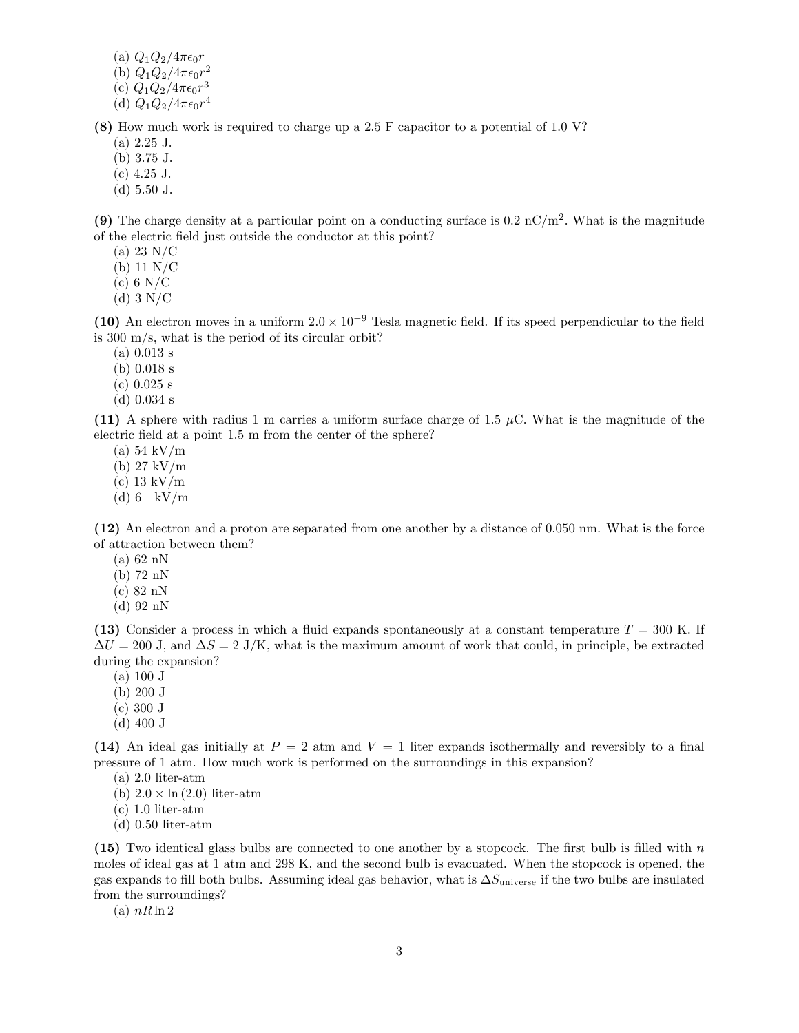(a) $Q_1 Q_2 / 4\pi\epsilon_0 r$
(b) $Q_1 Q_2 / 4\pi\epsilon_0 r^2$
(c) $Q_1 Q_2 / 4\pi\epsilon_0 r^3$
(d) $Q_1 Q_2 / 4\pi\epsilon_0 r^4$

**(8)** How much work is required to charge up a 2.5 F capacitor to a potential of 1.0 V?
(a) 2.25 J.
(b) 3.75 J.
(c) 4.25 J.
(d) 5.50 J.

**(9)** The charge density at a particular point on a conducting surface is 0.2 nC/m$^2$. What is the magnitude of the electric field just outside the conductor at this point?
(a) 23 N/C
(b) 11 N/C
(c) 6 N/C
(d) 3 N/C

**(10)** An electron moves in a uniform $2.0 \times 10^{-9}$ Tesla magnetic field. If its speed perpendicular to the field is 300 m/s, what is the period of its circular orbit?
(a) 0.013 s
(b) 0.018 s
(c) 0.025 s
(d) 0.034 s

**(11)** A sphere with radius 1 m carries a uniform surface charge of 1.5 $\mu$C. What is the magnitude of the electric field at a point 1.5 m from the center of the sphere?
(a) 54 kV/m
(b) 27 kV/m
(c) 13 kV/m
(d) 6 kV/m

**(12)** An electron and a proton are separated from one another by a distance of 0.050 nm. What is the force of attraction between them?
(a) 62 nN
(b) 72 nN
(c) 82 nN
(d) 92 nN

**(13)** Consider a process in which a fluid expands spontaneously at a constant temperature $T = 300$ K. If $\Delta U = 200$ J, and $\Delta S = 2$ J/K, what is the maximum amount of work that could, in principle, be extracted during the expansion?
(a) 100 J
(b) 200 J
(c) 300 J
(d) 400 J

**(14)** An ideal gas initially at $P = 2$ atm and $V = 1$ liter expands isothermally and reversibly to a final pressure of 1 atm. How much work is performed on the surroundings in this expansion?
(a) 2.0 liter-atm
(b) $2.0 \times \ln(2.0)$ liter-atm
(c) 1.0 liter-atm
(d) 0.50 liter-atm

**(15)** Two identical glass bulbs are connected to one another by a stopcock. The first bulb is filled with $n$ moles of ideal gas at 1 atm and 298 K, and the second bulb is evacuated. When the stopcock is opened, the gas expands to fill both bulbs. Assuming ideal gas behavior, what is $\Delta S_{\text{universe}}$ if the two bulbs are insulated from the surroundings?
(a) $nR \ln 2$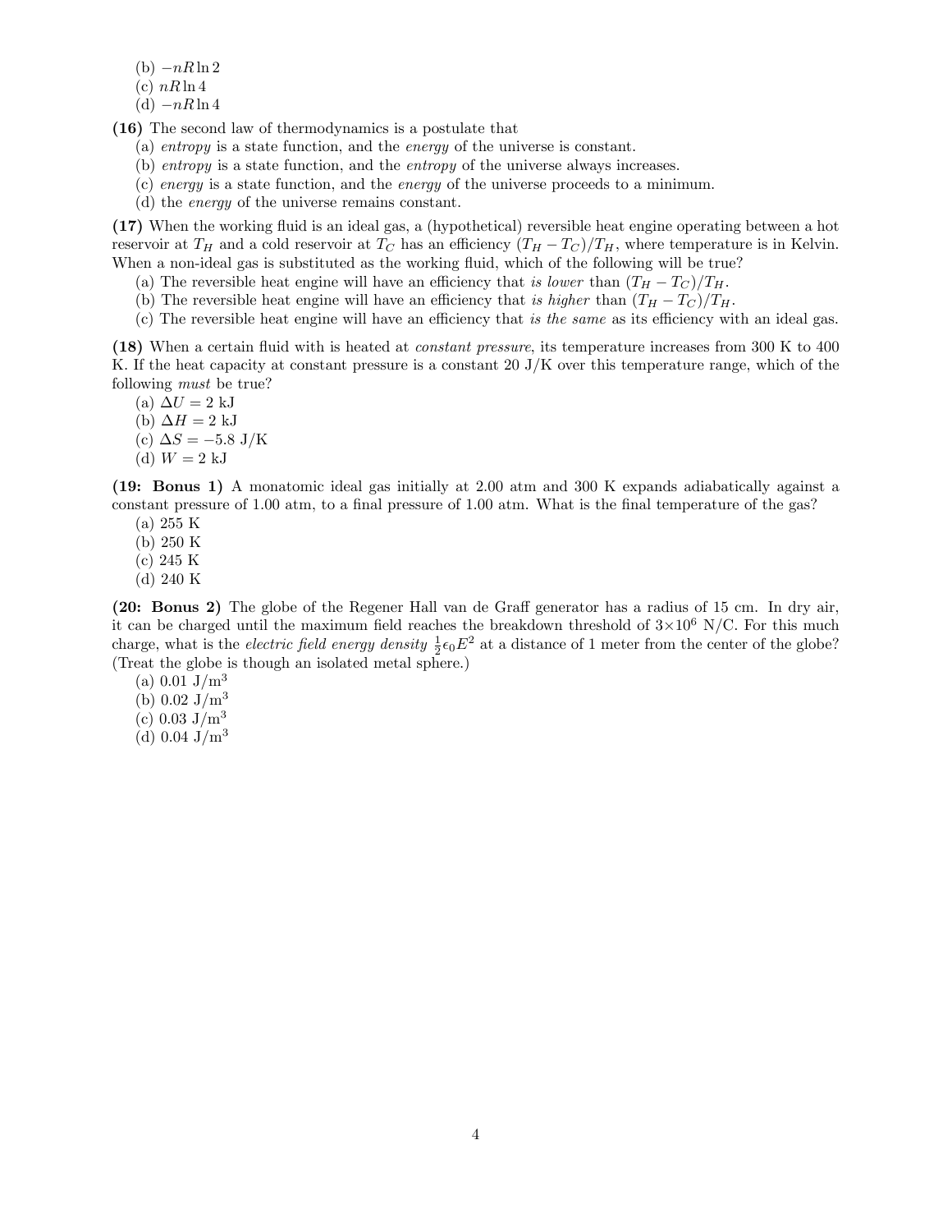(b) $-nR \ln 2$
(c) $nR \ln 4$
(d) $-nR \ln 4$

**(16)** The second law of thermodynamics is a postulate that
(a) *entropy* is a state function, and the *energy* of the universe is constant.
(b) *entropy* is a state function, and the *entropy* of the universe always increases.
(c) *energy* is a state function, and the *energy* of the universe proceeds to a minimum.
(d) the *energy* of the universe remains constant.

**(17)** When the working fluid is an ideal gas, a (hypothetical) reversible heat engine operating between a hot reservoir at $T_H$ and a cold reservoir at $T_C$ has an efficiency $(T_H - T_C)/T_H$, where temperature is in Kelvin. When a non-ideal gas is substituted as the working fluid, which of the following will be true?
(a) The reversible heat engine will have an efficiency that *is lower* than $(T_H - T_C)/T_H$.
(b) The reversible heat engine will have an efficiency that *is higher* than $(T_H - T_C)/T_H$.
(c) The reversible heat engine will have an efficiency that *is the same* as its efficiency with an ideal gas.

**(18)** When a certain fluid with is heated at *constant pressure*, its temperature increases from 300 K to 400 K. If the heat capacity at constant pressure is a constant 20 J/K over this temperature range, which of the following *must* be true?
(a) $\Delta U = 2$ kJ
(b) $\Delta H = 2$ kJ
(c) $\Delta S = -5.8$ J/K
(d) $W = 2$ kJ

**(19: Bonus 1)** A monatomic ideal gas initially at 2.00 atm and 300 K expands adiabatically against a constant pressure of 1.00 atm, to a final pressure of 1.00 atm. What is the final temperature of the gas?
(a) 255 K
(b) 250 K
(c) 245 K
(d) 240 K

**(20: Bonus 2)** The globe of the Regener Hall van de Graff generator has a radius of 15 cm. In dry air, it can be charged until the maximum field reaches the breakdown threshold of $3 \times 10^6$ N/C. For this much charge, what is the *electric field energy density* $\frac{1}{2}\epsilon_0 E^2$ at a distance of 1 meter from the center of the globe? (Treat the globe is though an isolated metal sphere.)
(a) 0.01 J/m$^3$
(b) 0.02 J/m$^3$
(c) 0.03 J/m$^3$
(d) 0.04 J/m$^3$